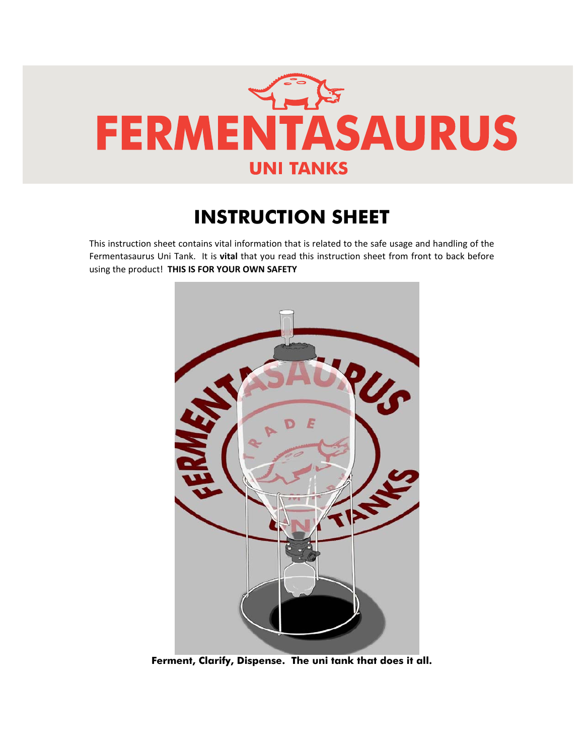# FERMENTASAURUS

## UNI TANKS

## INSTRUCTION SHEET

This instruction sheet contains vital information that is related to the safe usage and handling of the Fermentasaurus Uni Tank. It is **vital** that you read this instruction sheet from front to back before using the product! **THIS IS FOR YOUR OWN SAFETY**

**Ferment, Clarify, Dispense. The uni tank that does it all.**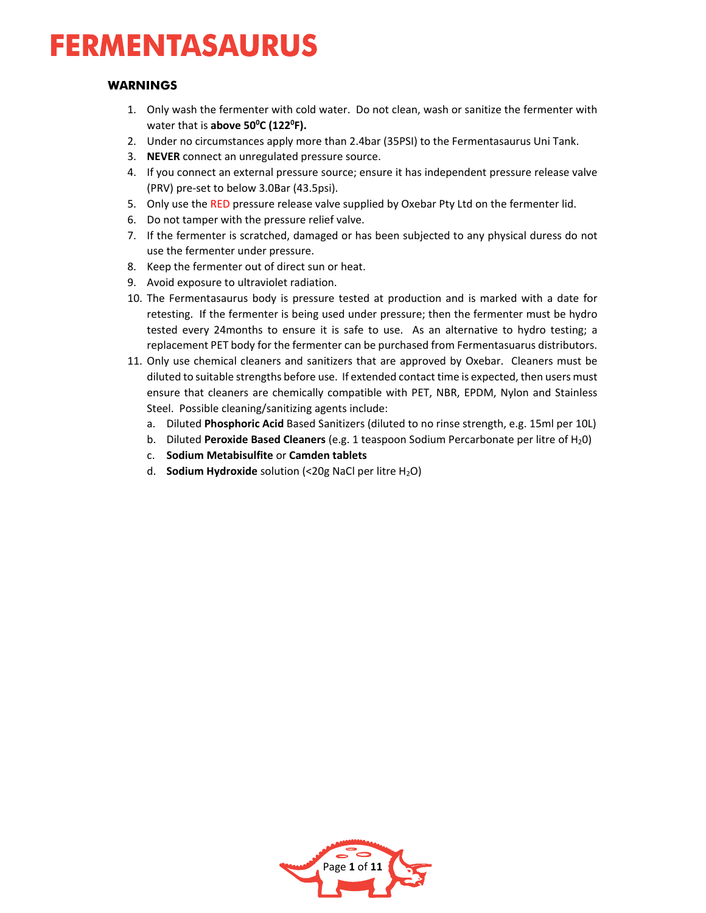# FERMENTASAURUS

### WARNINGS

1. Only wash the fermenter with cold water. Do not clean, wash or sanitize the fermenter with water that is **above 50$^0$C (122$^0$F).**
2. Under no circumstances apply more than 2.4bar (35PSI) to the Fermentasaurus Uni Tank.
3. **NEVER** connect an unregulated pressure source.
4. If you connect an external pressure source; ensure it has independent pressure release valve (PRV) pre-set to below 3.0Bar (43.5psi).
5. Only use the RED pressure release valve supplied by Oxebar Pty Ltd on the fermenter lid.
6. Do not tamper with the pressure relief valve.
7. If the fermenter is scratched, damaged or has been subjected to any physical duress do not use the fermenter under pressure.
8. Keep the fermenter out of direct sun or heat.
9. Avoid exposure to ultraviolet radiation.
10. The Fermentasaurus body is pressure tested at production and is marked with a date for retesting. If the fermenter is being used under pressure; then the fermenter must be hydro tested every 24months to ensure it is safe to use. As an alternative to hydro testing; a replacement PET body for the fermenter can be purchased from Fermentasuarus distributors.
11. Only use chemical cleaners and sanitizers that are approved by Oxebar. Cleaners must be diluted to suitable strengths before use. If extended contact time is expected, then users must ensure that cleaners are chemically compatible with PET, NBR, EPDM, Nylon and Stainless Steel. Possible cleaning/sanitizing agents include:
    a. Diluted **Phosphoric Acid** Based Sanitizers (diluted to no rinse strength, e.g. 15ml per 10L)
    b. Diluted **Peroxide Based Cleaners** (e.g. 1 teaspoon Sodium Percarbonate per litre of $H_20$)
    c. **Sodium Metabisulfite** or **Camden tablets**
    d. **Sodium Hydroxide** solution (<20g NaCl per litre $H_2O$)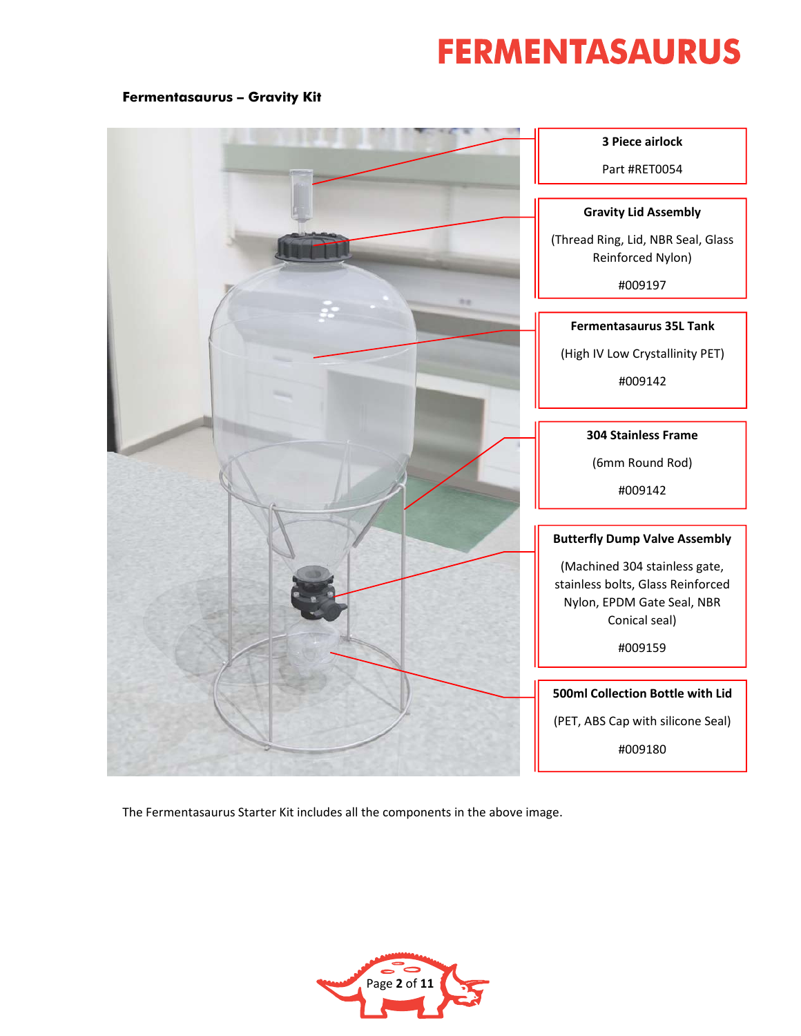## Fermentasaurus – Gravity Kit

**3 Piece airlock**

Part #RET0054

**Gravity Lid Assembly**

(Thread Ring, Lid, NBR Seal, Glass Reinforced Nylon)

#009197

**Fermentasaurus 35L Tank**

(High IV Low Crystallinity PET)

#009142

**304 Stainless Frame**

(6mm Round Rod)

#009142

**Butterfly Dump Valve Assembly**

(Machined 304 stainless gate, stainless bolts, Glass Reinforced Nylon, EPDM Gate Seal, NBR Conical seal)

#009159

**500ml Collection Bottle with Lid**

(PET, ABS Cap with silicone Seal)

#009180

The Fermentasaurus Starter Kit includes all the components in the above image.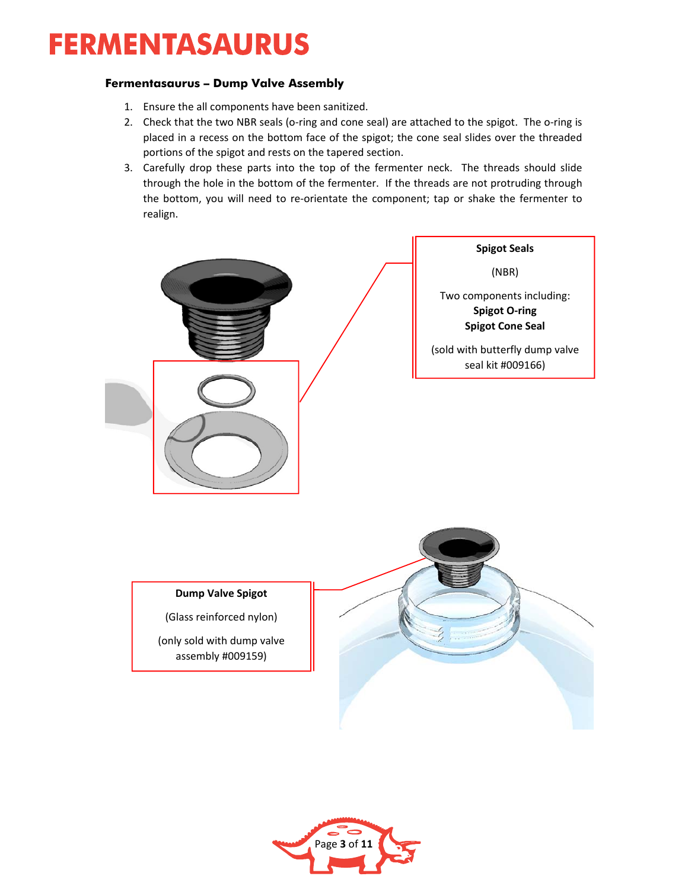# FERMENTASAURUS

### Fermentasaurus – Dump Valve Assembly

1. Ensure the all components have been sanitized.
2. Check that the two NBR seals (o-ring and cone seal) are attached to the spigot. The o-ring is placed in a recess on the bottom face of the spigot; the cone seal slides over the threaded portions of the spigot and rests on the tapered section.
3. Carefully drop these parts into the top of the fermenter neck. The threads should slide through the hole in the bottom of the fermenter. If the threads are not protruding through the bottom, you will need to re-orientate the component; tap or shake the fermenter to realign.

**Spigot Seals**

(NBR)

Two components including:
**Spigot O-ring**
**Spigot Cone Seal**

(sold with butterfly dump valve seal kit #009166)

**Dump Valve Spigot**

(Glass reinforced nylon)

(only sold with dump valve assembly #009159)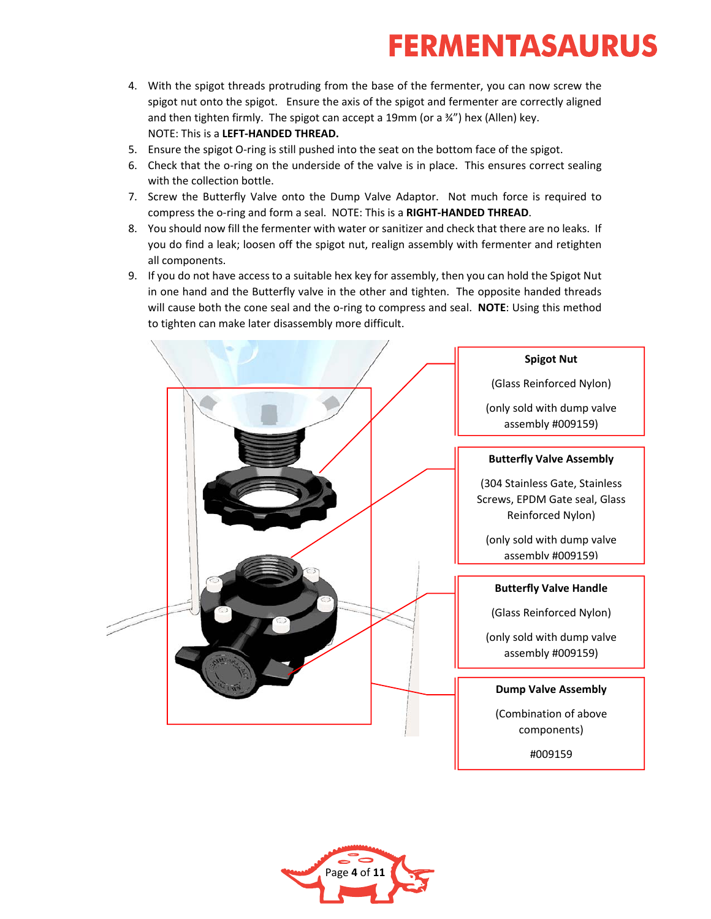4. With the spigot threads protruding from the base of the fermenter, you can now screw the spigot nut onto the spigot. Ensure the axis of the spigot and fermenter are correctly aligned and then tighten firmly. The spigot can accept a 19mm (or a ¾") hex (Allen) key.
   NOTE: This is a **LEFT-HANDED THREAD.**
5. Ensure the spigot O-ring is still pushed into the seat on the bottom face of the spigot.
6. Check that the o-ring on the underside of the valve is in place. This ensures correct sealing with the collection bottle.
7. Screw the Butterfly Valve onto the Dump Valve Adaptor. Not much force is required to compress the o-ring and form a seal. NOTE: This is a **RIGHT-HANDED THREAD**.
8. You should now fill the fermenter with water or sanitizer and check that there are no leaks. If you do find a leak; loosen off the spigot nut, realign assembly with fermenter and retighten all components.
9. If you do not have access to a suitable hex key for assembly, then you can hold the Spigot Nut in one hand and the Butterfly valve in the other and tighten. The opposite handed threads will cause both the cone seal and the o-ring to compress and seal. **NOTE**: Using this method to tighten can make later disassembly more difficult.

**Spigot Nut**

(Glass Reinforced Nylon)

(only sold with dump valve assembly #009159)

**Butterfly Valve Assembly**

(304 Stainless Gate, Stainless Screws, EPDM Gate seal, Glass Reinforced Nylon)

(only sold with dump valve assembly #009159)

**Butterfly Valve Handle**

(Glass Reinforced Nylon)

(only sold with dump valve assembly #009159)

**Dump Valve Assembly**

(Combination of above components)

#009159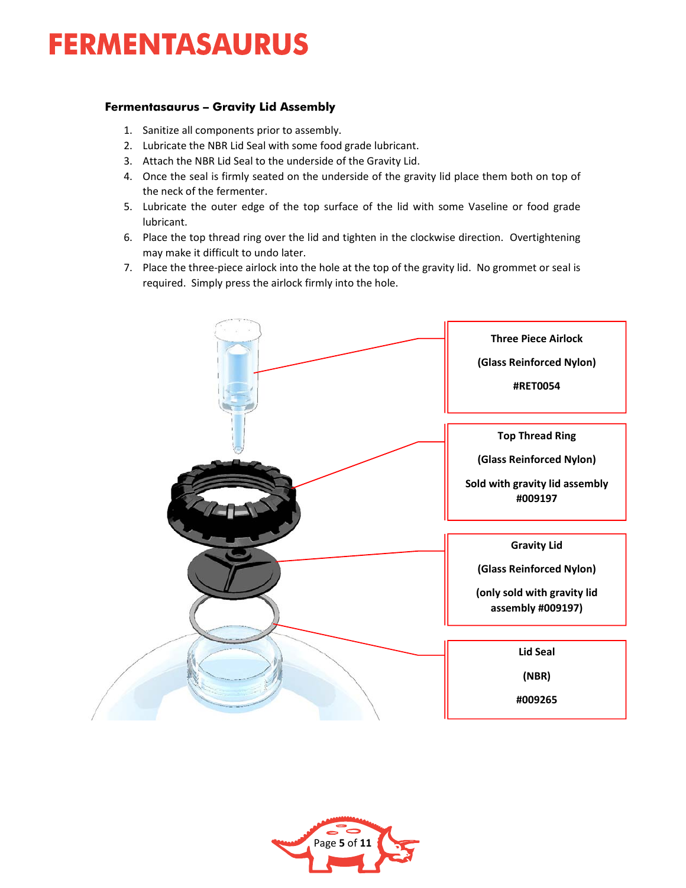# FERMENTASAURUS

### Fermentasaurus – Gravity Lid Assembly

1. Sanitize all components prior to assembly.
2. Lubricate the NBR Lid Seal with some food grade lubricant.
3. Attach the NBR Lid Seal to the underside of the Gravity Lid.
4. Once the seal is firmly seated on the underside of the gravity lid place them both on top of the neck of the fermenter.
5. Lubricate the outer edge of the top surface of the lid with some Vaseline or food grade lubricant.
6. Place the top thread ring over the lid and tighten in the clockwise direction. Overtightening may make it difficult to undo later.
7. Place the three-piece airlock into the hole at the top of the gravity lid. No grommet or seal is required. Simply press the airlock firmly into the hole.

**Three Piece Airlock**

**(Glass Reinforced Nylon)**

**#RET0054**

**Top Thread Ring**

**(Glass Reinforced Nylon)**

**Sold with gravity lid assembly #009197**

**Gravity Lid**

**(Glass Reinforced Nylon)**

**(only sold with gravity lid assembly #009197)**

**Lid Seal**

**(NBR)**

**#009265**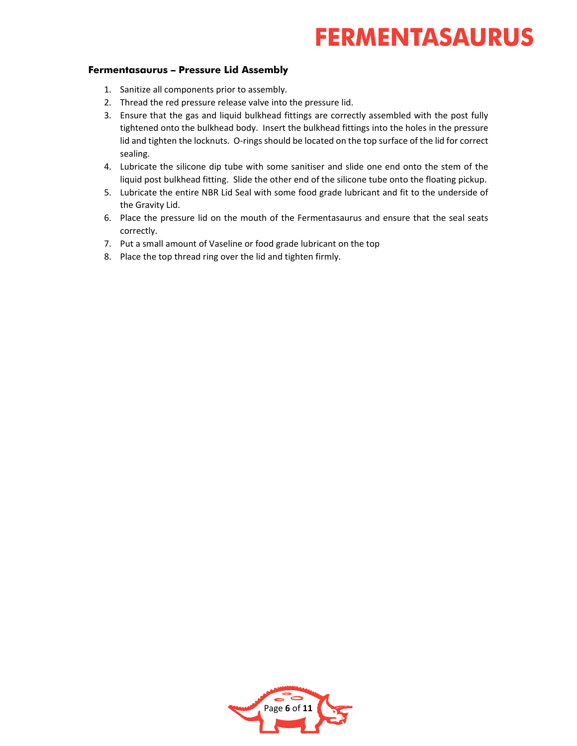### Fermentasaurus – Pressure Lid Assembly

1. Sanitize all components prior to assembly.
2. Thread the red pressure release valve into the pressure lid.
3. Ensure that the gas and liquid bulkhead fittings are correctly assembled with the post fully tightened onto the bulkhead body. Insert the bulkhead fittings into the holes in the pressure lid and tighten the locknuts. O-rings should be located on the top surface of the lid for correct sealing.
4. Lubricate the silicone dip tube with some sanitiser and slide one end onto the stem of the liquid post bulkhead fitting. Slide the other end of the silicone tube onto the floating pickup.
5. Lubricate the entire NBR Lid Seal with some food grade lubricant and fit to the underside of the Gravity Lid.
6. Place the pressure lid on the mouth of the Fermentasaurus and ensure that the seal seats correctly.
7. Put a small amount of Vaseline or food grade lubricant on the top
8. Place the top thread ring over the lid and tighten firmly.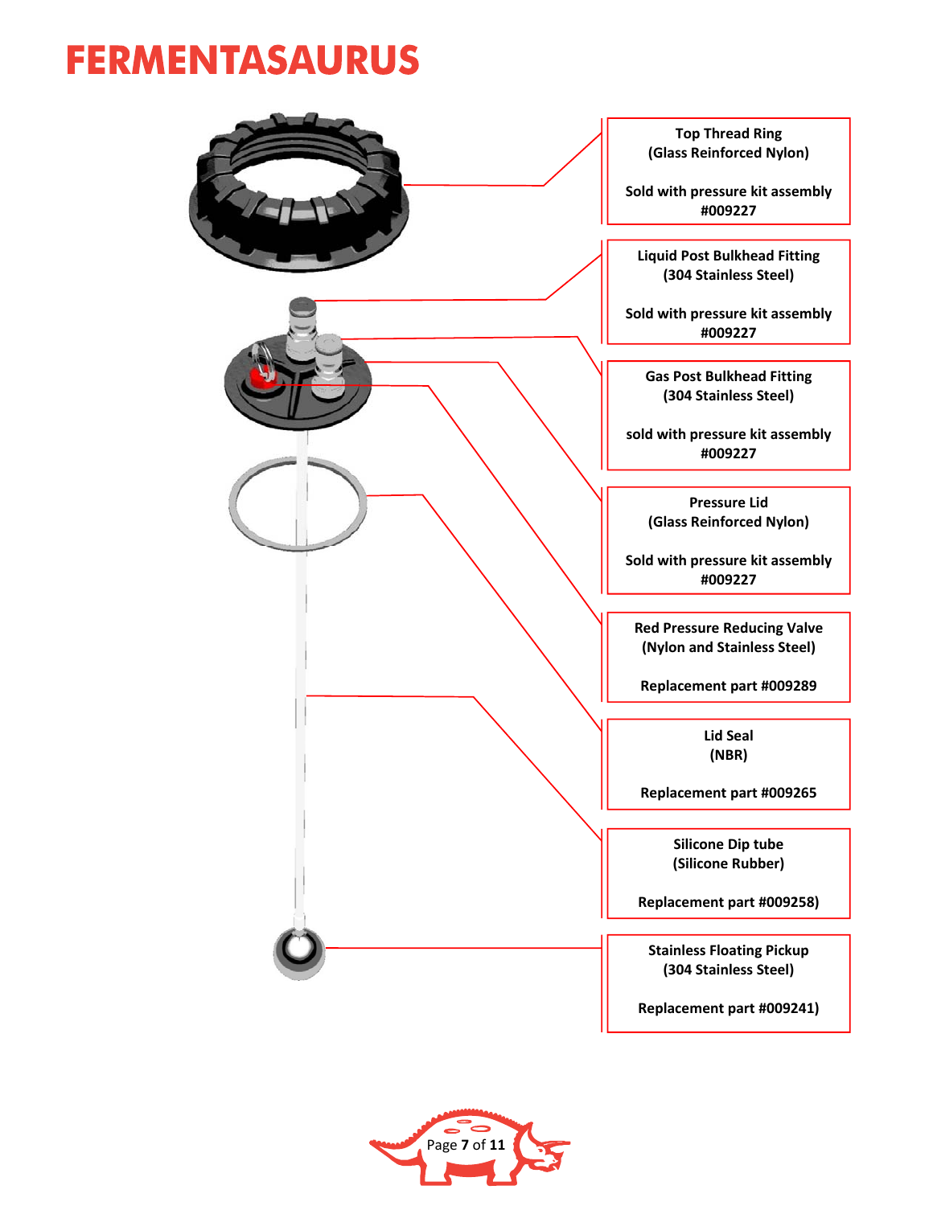# FERMENTASAURUS

**Top Thread Ring**
**(Glass Reinforced Nylon)**

**Sold with pressure kit assembly #009227**

**Liquid Post Bulkhead Fitting**
**(304 Stainless Steel)**

**Sold with pressure kit assembly #009227**

**Gas Post Bulkhead Fitting**
**(304 Stainless Steel)**

**sold with pressure kit assembly #009227**

**Pressure Lid**
**(Glass Reinforced Nylon)**

**Sold with pressure kit assembly #009227**

**Red Pressure Reducing Valve**
**(Nylon and Stainless Steel)**

**Replacement part #009289**

**Lid Seal**
**(NBR)**

**Replacement part #009265**

**Silicone Dip tube**
**(Silicone Rubber)**

**Replacement part #009258)**

**Stainless Floating Pickup**
**(304 Stainless Steel)**

**Replacement part #009241)**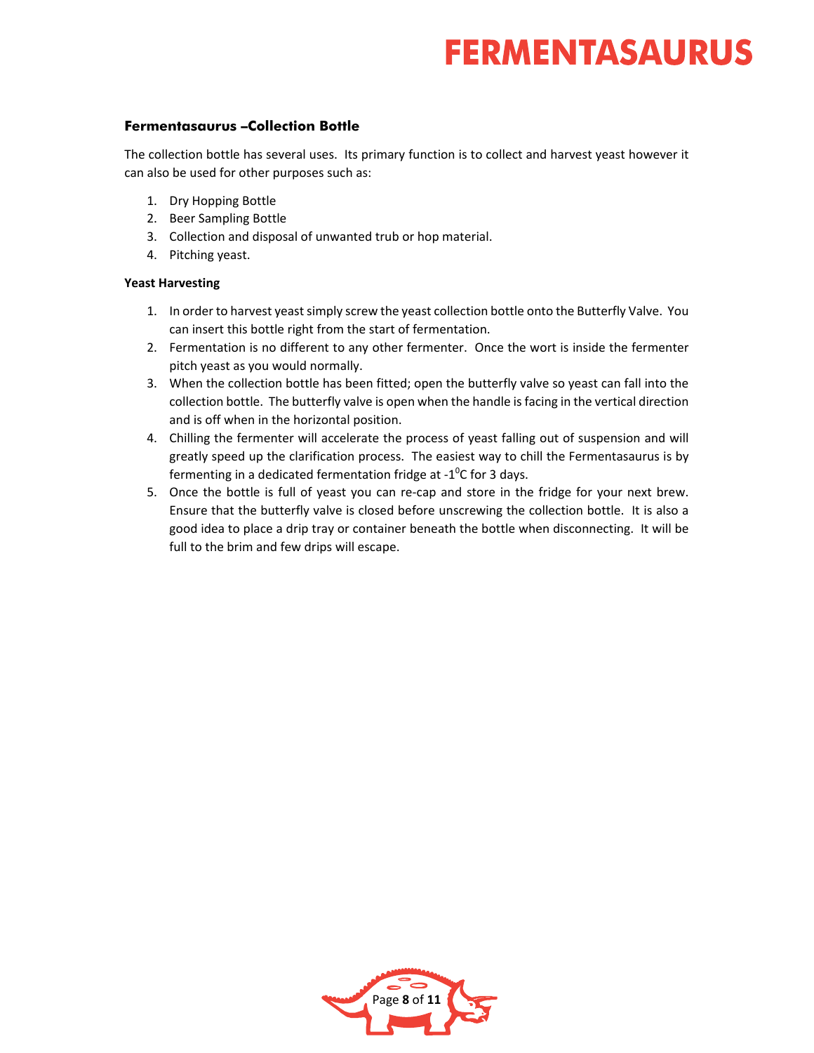### Fermentasaurus –Collection Bottle

The collection bottle has several uses. Its primary function is to collect and harvest yeast however it can also be used for other purposes such as:

1. Dry Hopping Bottle
2. Beer Sampling Bottle
3. Collection and disposal of unwanted trub or hop material.
4. Pitching yeast.

**Yeast Harvesting**

1. In order to harvest yeast simply screw the yeast collection bottle onto the Butterfly Valve. You can insert this bottle right from the start of fermentation.
2. Fermentation is no different to any other fermenter. Once the wort is inside the fermenter pitch yeast as you would normally.
3. When the collection bottle has been fitted; open the butterfly valve so yeast can fall into the collection bottle. The butterfly valve is open when the handle is facing in the vertical direction and is off when in the horizontal position.
4. Chilling the fermenter will accelerate the process of yeast falling out of suspension and will greatly speed up the clarification process. The easiest way to chill the Fermentasaurus is by fermenting in a dedicated fermentation fridge at $-1^{0}$C for 3 days.
5. Once the bottle is full of yeast you can re-cap and store in the fridge for your next brew. Ensure that the butterfly valve is closed before unscrewing the collection bottle. It is also a good idea to place a drip tray or container beneath the bottle when disconnecting. It will be full to the brim and few drips will escape.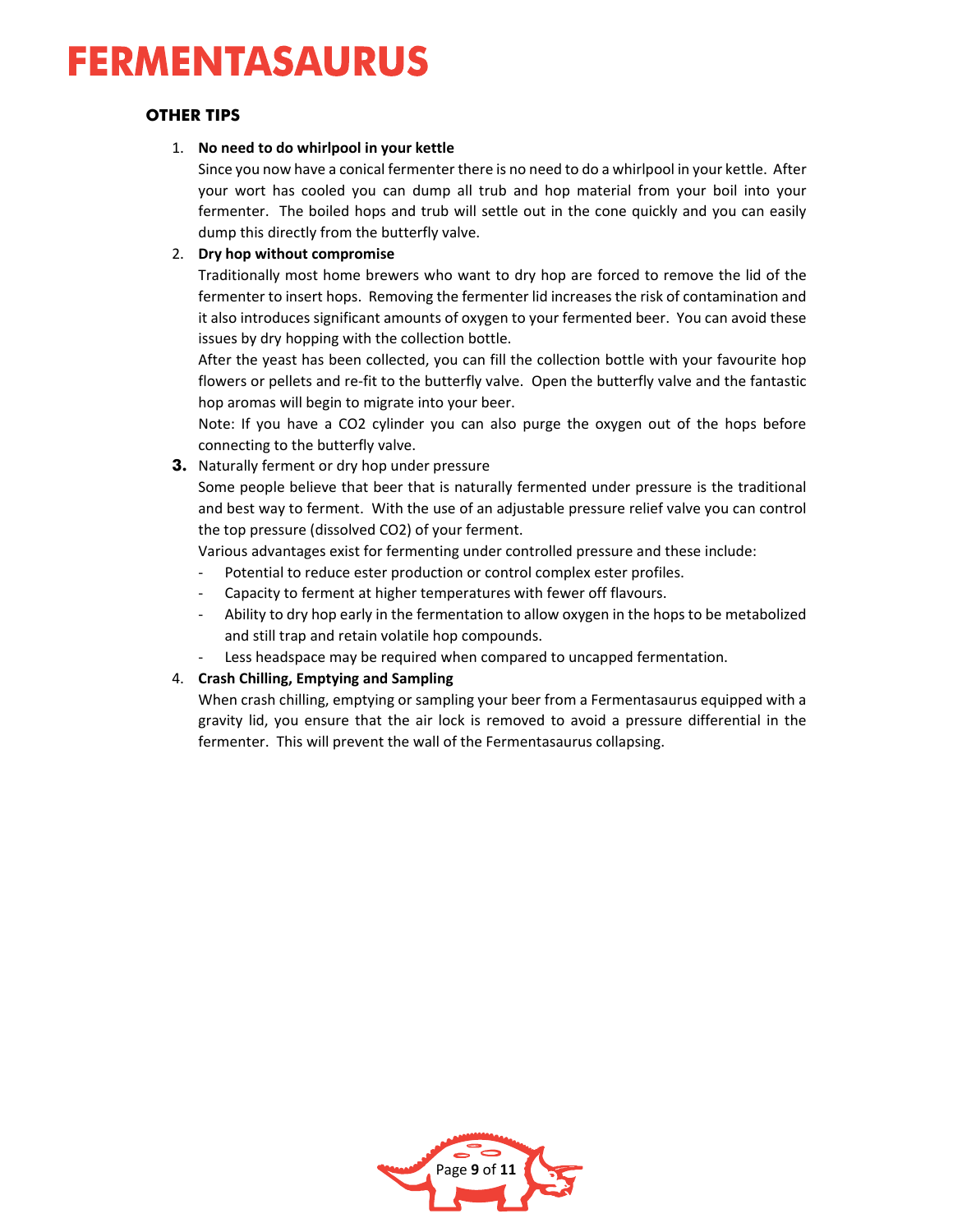### OTHER TIPS

1. **No need to do whirlpool in your kettle**
   Since you now have a conical fermenter there is no need to do a whirlpool in your kettle. After your wort has cooled you can dump all trub and hop material from your boil into your fermenter. The boiled hops and trub will settle out in the cone quickly and you can easily dump this directly from the butterfly valve.
2. **Dry hop without compromise**
   Traditionally most home brewers who want to dry hop are forced to remove the lid of the fermenter to insert hops. Removing the fermenter lid increases the risk of contamination and it also introduces significant amounts of oxygen to your fermented beer. You can avoid these issues by dry hopping with the collection bottle.
   After the yeast has been collected, you can fill the collection bottle with your favourite hop flowers or pellets and re-fit to the butterfly valve. Open the butterfly valve and the fantastic hop aromas will begin to migrate into your beer.
   Note: If you have a $CO_2$ cylinder you can also purge the oxygen out of the hops before connecting to the butterfly valve.
3. Naturally ferment or dry hop under pressure
   Some people believe that beer that is naturally fermented under pressure is the traditional and best way to ferment. With the use of an adjustable pressure relief valve you can control the top pressure (dissolved $CO_2$) of your ferment.
   Various advantages exist for fermenting under controlled pressure and these include:
   - Potential to reduce ester production or control complex ester profiles.
   - Capacity to ferment at higher temperatures with fewer off flavours.
   - Ability to dry hop early in the fermentation to allow oxygen in the hops to be metabolized and still trap and retain volatile hop compounds.
   - Less headspace may be required when compared to uncapped fermentation.
4. **Crash Chilling, Emptying and Sampling**
   When crash chilling, emptying or sampling your beer from a Fermentasaurus equipped with a gravity lid, you ensure that the air lock is removed to avoid a pressure differential in the fermenter. This will prevent the wall of the Fermentasaurus collapsing.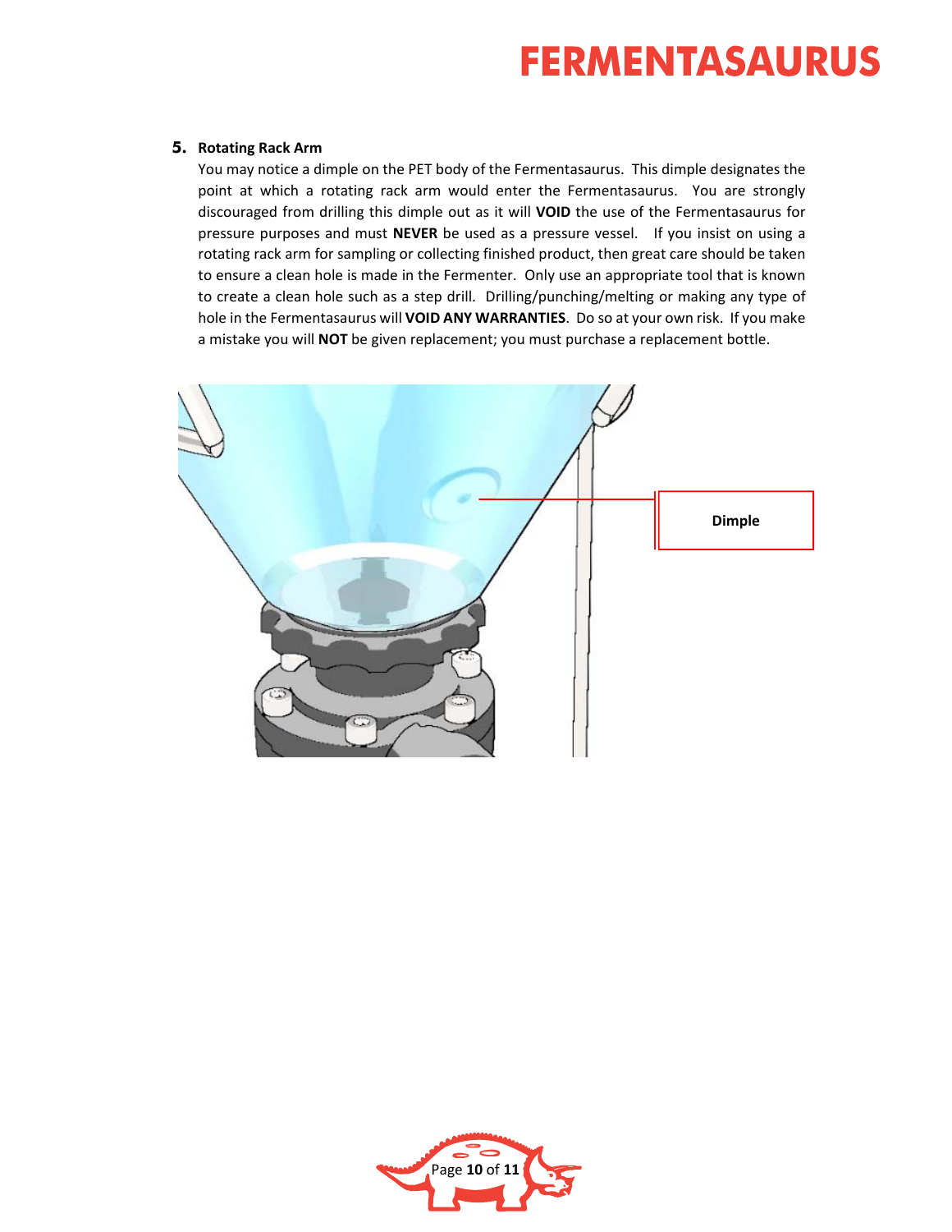5. **Rotating Rack Arm**

You may notice a dimple on the PET body of the Fermentasaurus. This dimple designates the point at which a rotating rack arm would enter the Fermentasaurus. You are strongly discouraged from drilling this dimple out as it will **VOID** the use of the Fermentasaurus for pressure purposes and must **NEVER** be used as a pressure vessel. If you insist on using a rotating rack arm for sampling or collecting finished product, then great care should be taken to ensure a clean hole is made in the Fermenter. Only use an appropriate tool that is known to create a clean hole such as a step drill. Drilling/punching/melting or making any type of hole in the Fermentasaurus will **VOID ANY WARRANTIES**. Do so at your own risk. If you make a mistake you will **NOT** be given replacement; you must purchase a replacement bottle.

Dimple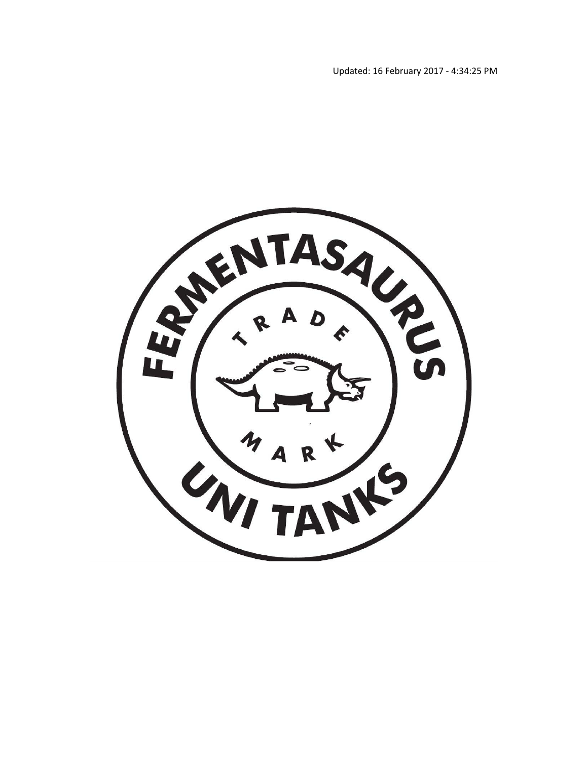Updated: 16 February 2017 - 4:34:25 PM

FERMENTASAURUS

TRADE

MARK

UNI TANKS